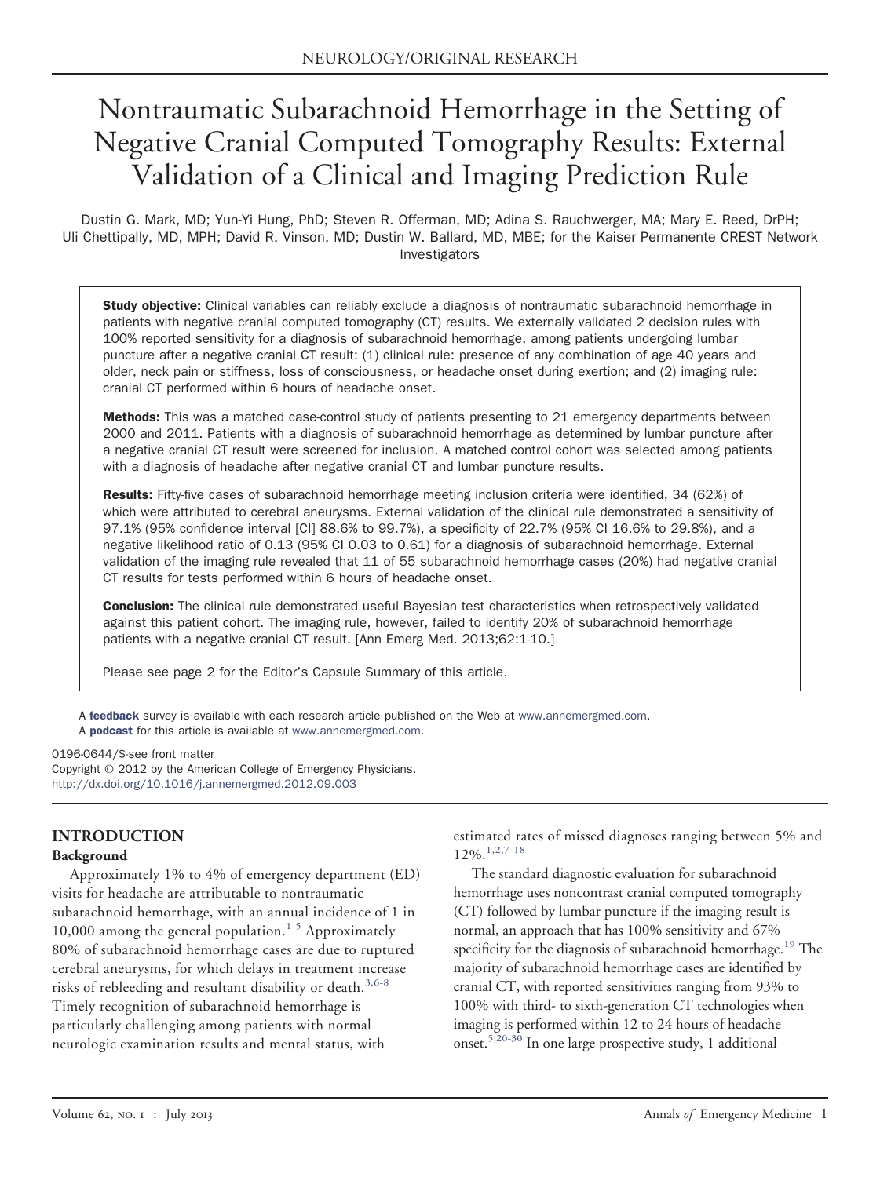# Nontraumatic Subarachnoid Hemorrhage in the Setting of Negative Cranial Computed Tomography Results: External Validation of a Clinical and Imaging Prediction Rule

Dustin G. Mark, MD; Yun-Yi Hung, PhD; Steven R. Offerman, MD; Adina S. Rauchwerger, MA; Mary E. Reed, DrPH; Uli Chettipally, MD, MPH; David R. Vinson, MD; Dustin W. Ballard, MD, MBE; for the Kaiser Permanente CREST Network Investigators

**Study objective:** Clinical variables can reliably exclude a diagnosis of nontraumatic subarachnoid hemorrhage in patients with negative cranial computed tomography (CT) results. We externally validated 2 decision rules with 100% reported sensitivity for a diagnosis of subarachnoid hemorrhage, among patients undergoing lumbar puncture after a negative cranial CT result: (1) clinical rule: presence of any combination of age 40 years and older, neck pain or stiffness, loss of consciousness, or headache onset during exertion; and (2) imaging rule: cranial CT performed within 6 hours of headache onset.

**Methods:** This was a matched case-control study of patients presenting to 21 emergency departments between 2000 and 2011. Patients with a diagnosis of subarachnoid hemorrhage as determined by lumbar puncture after a negative cranial CT result were screened for inclusion. A matched control cohort was selected among patients with a diagnosis of headache after negative cranial CT and lumbar puncture results.

**Results:** Fifty-five cases of subarachnoid hemorrhage meeting inclusion criteria were identified, 34 (62%) of which were attributed to cerebral aneurysms. External validation of the clinical rule demonstrated a sensitivity of 97.1% (95% confidence interval [CI] 88.6% to 99.7%), a specificity of 22.7% (95% CI 16.6% to 29.8%), and a negative likelihood ratio of 0.13 (95% CI 0.03 to 0.61) for a diagnosis of subarachnoid hemorrhage. External validation of the imaging rule revealed that 11 of 55 subarachnoid hemorrhage cases (20%) had negative cranial CT results for tests performed within 6 hours of headache onset.

**Conclusion:** The clinical rule demonstrated useful Bayesian test characteristics when retrospectively validated against this patient cohort. The imaging rule, however, failed to identify 20% of subarachnoid hemorrhage patients with a negative cranial CT result. [Ann Emerg Med. 2013;62:1-10.]

Please see page 2 for the Editor's Capsule Summary of this article.

A **feedback** survey is available with each research article published on the Web at www.annemergmed.com.
A **podcast** for this article is available at www.annemergmed.com.

0196-0644/$-see front matter
Copyright © 2012 by the American College of Emergency Physicians.
http://dx.doi.org/10.1016/j.annemergmed.2012.09.003

## INTRODUCTION

### Background

Approximately 1% to 4% of emergency department (ED) visits for headache are attributable to nontraumatic subarachnoid hemorrhage, with an annual incidence of 1 in 10,000 among the general population.[1-5] Approximately 80% of subarachnoid hemorrhage cases are due to ruptured cerebral aneurysms, for which delays in treatment increase risks of rebleeding and resultant disability or death.[3,6-8] Timely recognition of subarachnoid hemorrhage is particularly challenging among patients with normal neurologic examination results and mental status, with estimated rates of missed diagnoses ranging between 5% and 12%.[1,2,7-18]

The standard diagnostic evaluation for subarachnoid hemorrhage uses noncontrast cranial computed tomography (CT) followed by lumbar puncture if the imaging result is normal, an approach that has 100% sensitivity and 67% specificity for the diagnosis of subarachnoid hemorrhage.[19] The majority of subarachnoid hemorrhage cases are identified by cranial CT, with reported sensitivities ranging from 93% to 100% with third- to sixth-generation CT technologies when imaging is performed within 12 to 24 hours of headache onset.[5,20-30] In one large prospective study, 1 additional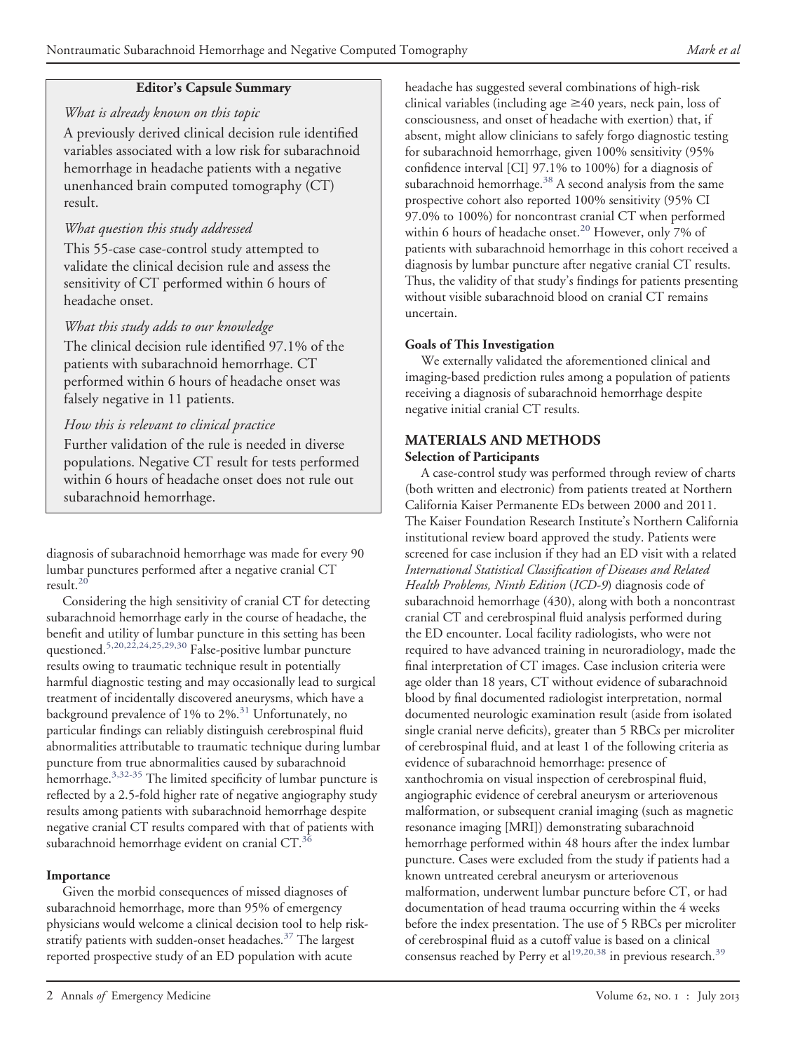**Editor's Capsule Summary**

*What is already known on this topic*

A previously derived clinical decision rule identified variables associated with a low risk for subarachnoid hemorrhage in headache patients with a negative unenhanced brain computed tomography (CT) result.

*What question this study addressed*

This 55-case case-control study attempted to validate the clinical decision rule and assess the sensitivity of CT performed within 6 hours of headache onset.

*What this study adds to our knowledge*

The clinical decision rule identified 97.1% of the patients with subarachnoid hemorrhage. CT performed within 6 hours of headache onset was falsely negative in 11 patients.

*How this is relevant to clinical practice*

Further validation of the rule is needed in diverse populations. Negative CT result for tests performed within 6 hours of headache onset does not rule out subarachnoid hemorrhage.

diagnosis of subarachnoid hemorrhage was made for every 90 lumbar punctures performed after a negative cranial CT result.[20]

Considering the high sensitivity of cranial CT for detecting subarachnoid hemorrhage early in the course of headache, the benefit and utility of lumbar puncture in this setting has been questioned.[5,20,22,24,25,29,30] False-positive lumbar puncture results owing to traumatic technique result in potentially harmful diagnostic testing and may occasionally lead to surgical treatment of incidentally discovered aneurysms, which have a background prevalence of 1% to 2%.[31] Unfortunately, no particular findings can reliably distinguish cerebrospinal fluid abnormalities attributable to traumatic technique during lumbar puncture from true abnormalities caused by subarachnoid hemorrhage.[3,32-35] The limited specificity of lumbar puncture is reflected by a 2.5-fold higher rate of negative angiography study results among patients with subarachnoid hemorrhage despite negative cranial CT results compared with that of patients with subarachnoid hemorrhage evident on cranial CT.[36]

### Importance

Given the morbid consequences of missed diagnoses of subarachnoid hemorrhage, more than 95% of emergency physicians would welcome a clinical decision tool to help risk-stratify patients with sudden-onset headaches.[37] The largest reported prospective study of an ED population with acute headache has suggested several combinations of high-risk clinical variables (including age ≥40 years, neck pain, loss of consciousness, and onset of headache with exertion) that, if absent, might allow clinicians to safely forgo diagnostic testing for subarachnoid hemorrhage, given 100% sensitivity (95% confidence interval [CI] 97.1% to 100%) for a diagnosis of subarachnoid hemorrhage.[38] A second analysis from the same prospective cohort also reported 100% sensitivity (95% CI 97.0% to 100%) for noncontrast cranial CT when performed within 6 hours of headache onset.[20] However, only 7% of patients with subarachnoid hemorrhage in this cohort received a diagnosis by lumbar puncture after negative cranial CT results. Thus, the validity of that study's findings for patients presenting without visible subarachnoid blood on cranial CT remains uncertain.

### Goals of This Investigation

We externally validated the aforementioned clinical and imaging-based prediction rules among a population of patients receiving a diagnosis of subarachnoid hemorrhage despite negative initial cranial CT results.

## MATERIALS AND METHODS

### Selection of Participants

A case-control study was performed through review of charts (both written and electronic) from patients treated at Northern California Kaiser Permanente EDs between 2000 and 2011. The Kaiser Foundation Research Institute's Northern California institutional review board approved the study. Patients were screened for case inclusion if they had an ED visit with a related *International Statistical Classification of Diseases and Related Health Problems, Ninth Edition* (*ICD-9*) diagnosis code of subarachnoid hemorrhage (430), along with both a noncontrast cranial CT and cerebrospinal fluid analysis performed during the ED encounter. Local facility radiologists, who were not required to have advanced training in neuroradiology, made the final interpretation of CT images. Case inclusion criteria were age older than 18 years, CT without evidence of subarachnoid blood by final documented radiologist interpretation, normal documented neurologic examination result (aside from isolated single cranial nerve deficits), greater than 5 RBCs per microliter of cerebrospinal fluid, and at least 1 of the following criteria as evidence of subarachnoid hemorrhage: presence of xanthochromia on visual inspection of cerebrospinal fluid, angiographic evidence of cerebral aneurysm or arteriovenous malformation, or subsequent cranial imaging (such as magnetic resonance imaging [MRI]) demonstrating subarachnoid hemorrhage performed within 48 hours after the index lumbar puncture. Cases were excluded from the study if patients had a known untreated cerebral aneurysm or arteriovenous malformation, underwent lumbar puncture before CT, or had documentation of head trauma occurring within the 4 weeks before the index presentation. The use of 5 RBCs per microliter of cerebrospinal fluid as a cutoff value is based on a clinical consensus reached by Perry et al[19,20,38] in previous research.[39]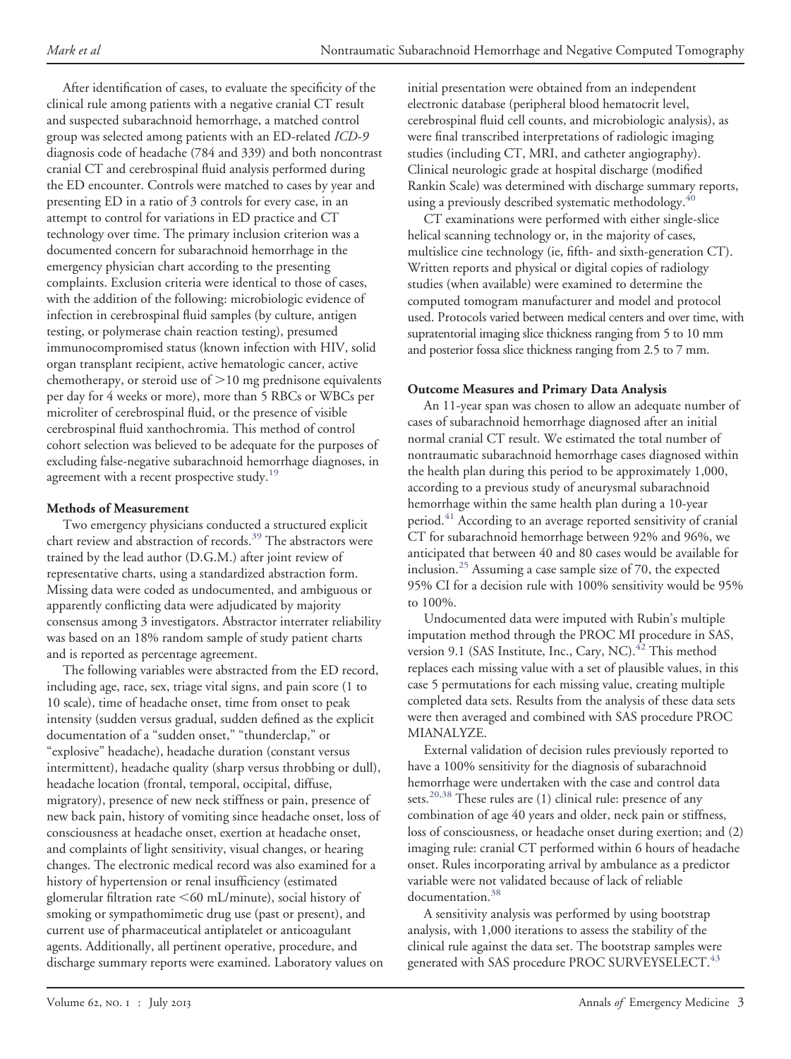After identification of cases, to evaluate the specificity of the clinical rule among patients with a negative cranial CT result and suspected subarachnoid hemorrhage, a matched control group was selected among patients with an ED-related *ICD-9* diagnosis code of headache (784 and 339) and both noncontrast cranial CT and cerebrospinal fluid analysis performed during the ED encounter. Controls were matched to cases by year and presenting ED in a ratio of 3 controls for every case, in an attempt to control for variations in ED practice and CT technology over time. The primary inclusion criterion was a documented concern for subarachnoid hemorrhage in the emergency physician chart according to the presenting complaints. Exclusion criteria were identical to those of cases, with the addition of the following: microbiologic evidence of infection in cerebrospinal fluid samples (by culture, antigen testing, or polymerase chain reaction testing), presumed immunocompromised status (known infection with HIV, solid organ transplant recipient, active hematologic cancer, active chemotherapy, or steroid use of >10 mg prednisone equivalents per day for 4 weeks or more), more than 5 RBCs or WBCs per microliter of cerebrospinal fluid, or the presence of visible cerebrospinal fluid xanthochromia. This method of control cohort selection was believed to be adequate for the purposes of excluding false-negative subarachnoid hemorrhage diagnoses, in agreement with a recent prospective study.[19]

### Methods of Measurement

Two emergency physicians conducted a structured explicit chart review and abstraction of records.[39] The abstractors were trained by the lead author (D.G.M.) after joint review of representative charts, using a standardized abstraction form. Missing data were coded as undocumented, and ambiguous or apparently conflicting data were adjudicated by majority consensus among 3 investigators. Abstractor interrater reliability was based on an 18% random sample of study patient charts and is reported as percentage agreement.

The following variables were abstracted from the ED record, including age, race, sex, triage vital signs, and pain score (1 to 10 scale), time of headache onset, time from onset to peak intensity (sudden versus gradual, sudden defined as the explicit documentation of a "sudden onset," "thunderclap," or "explosive" headache), headache duration (constant versus intermittent), headache quality (sharp versus throbbing or dull), headache location (frontal, temporal, occipital, diffuse, migratory), presence of new neck stiffness or pain, presence of new back pain, history of vomiting since headache onset, loss of consciousness at headache onset, exertion at headache onset, and complaints of light sensitivity, visual changes, or hearing changes. The electronic medical record was also examined for a history of hypertension or renal insufficiency (estimated glomerular filtration rate <60 mL/minute), social history of smoking or sympathomimetic drug use (past or present), and current use of pharmaceutical antiplatelet or anticoagulant agents. Additionally, all pertinent operative, procedure, and discharge summary reports were examined. Laboratory values on initial presentation were obtained from an independent electronic database (peripheral blood hematocrit level, cerebrospinal fluid cell counts, and microbiologic analysis), as were final transcribed interpretations of radiologic imaging studies (including CT, MRI, and catheter angiography). Clinical neurologic grade at hospital discharge (modified Rankin Scale) was determined with discharge summary reports, using a previously described systematic methodology.[40]

CT examinations were performed with either single-slice helical scanning technology or, in the majority of cases, multislice cine technology (ie, fifth- and sixth-generation CT). Written reports and physical or digital copies of radiology studies (when available) were examined to determine the computed tomogram manufacturer and model and protocol used. Protocols varied between medical centers and over time, with supratentorial imaging slice thickness ranging from 5 to 10 mm and posterior fossa slice thickness ranging from 2.5 to 7 mm.

### Outcome Measures and Primary Data Analysis

An 11-year span was chosen to allow an adequate number of cases of subarachnoid hemorrhage diagnosed after an initial normal cranial CT result. We estimated the total number of nontraumatic subarachnoid hemorrhage cases diagnosed within the health plan during this period to be approximately 1,000, according to a previous study of aneurysmal subarachnoid hemorrhage within the same health plan during a 10-year period.[41] According to an average reported sensitivity of cranial CT for subarachnoid hemorrhage between 92% and 96%, we anticipated that between 40 and 80 cases would be available for inclusion.[25] Assuming a case sample size of 70, the expected 95% CI for a decision rule with 100% sensitivity would be 95% to 100%.

Undocumented data were imputed with Rubin's multiple imputation method through the PROC MI procedure in SAS, version 9.1 (SAS Institute, Inc., Cary, NC).[42] This method replaces each missing value with a set of plausible values, in this case 5 permutations for each missing value, creating multiple completed data sets. Results from the analysis of these data sets were then averaged and combined with SAS procedure PROC MIANALYZE.

External validation of decision rules previously reported to have a 100% sensitivity for the diagnosis of subarachnoid hemorrhage were undertaken with the case and control data sets.[20,38] These rules are (1) clinical rule: presence of any combination of age 40 years and older, neck pain or stiffness, loss of consciousness, or headache onset during exertion; and (2) imaging rule: cranial CT performed within 6 hours of headache onset. Rules incorporating arrival by ambulance as a predictor variable were not validated because of lack of reliable documentation.[38]

A sensitivity analysis was performed by using bootstrap analysis, with 1,000 iterations to assess the stability of the clinical rule against the data set. The bootstrap samples were generated with SAS procedure PROC SURVEYSELECT.[43]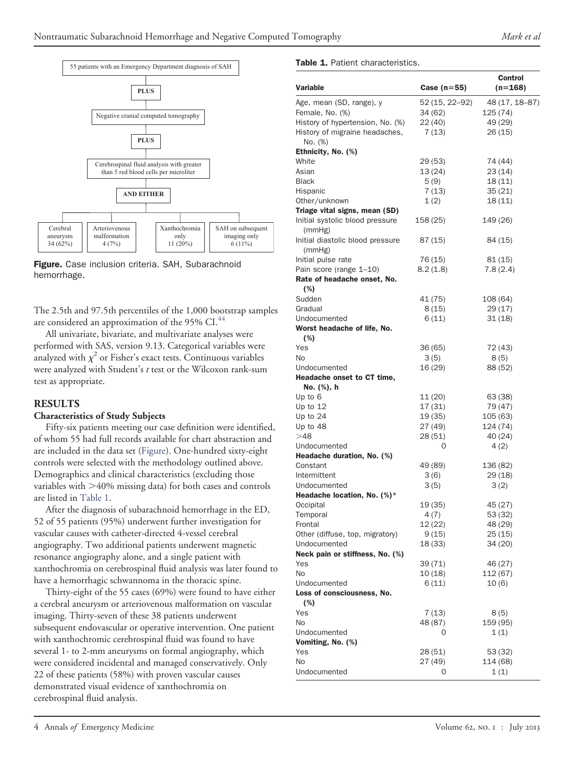55 patients with an Emergency Department diagnosis of SAH

PLUS

Negative cranial computed tomography

PLUS

Cerebrospinal fluid analysis with greater than 5 red blood cells per microliter

AND EITHER

| Cerebral aneurysm 34 (62%) | Arteriovenous malformation 4 (7%) | Xanthochromia only 11 (20%) | SAH on subsequent imaging only 6 (11%) |
|---|---|---|---|

**Figure.** Case inclusion criteria. SAH, Subarachnoid hemorrhage.

The 2.5th and 97.5th percentiles of the 1,000 bootstrap samples are considered an approximation of the 95% CI.[44]

All univariate, bivariate, and multivariate analyses were performed with SAS, version 9.13. Categorical variables were analyzed with $\chi^2$ or Fisher's exact tests. Continuous variables were analyzed with Student's *t* test or the Wilcoxon rank-sum test as appropriate.

## RESULTS

### Characteristics of Study Subjects

Fifty-six patients meeting our case definition were identified, of whom 55 had full records available for chart abstraction and are included in the data set (Figure). One-hundred sixty-eight controls were selected with the methodology outlined above. Demographics and clinical characteristics (excluding those variables with >40% missing data) for both cases and controls are listed in Table 1.

After the diagnosis of subarachnoid hemorrhage in the ED, 52 of 55 patients (95%) underwent further investigation for vascular causes with catheter-directed 4-vessel cerebral angiography. Two additional patients underwent magnetic resonance angiography alone, and a single patient with xanthochromia on cerebrospinal fluid analysis was later found to have a hemorrhagic schwannoma in the thoracic spine.

Thirty-eight of the 55 cases (69%) were found to have either a cerebral aneurysm or arteriovenous malformation on vascular imaging. Thirty-seven of these 38 patients underwent subsequent endovascular or operative intervention. One patient with xanthochromic cerebrospinal fluid was found to have several 1- to 2-mm aneurysms on formal angiography, which were considered incidental and managed conservatively. Only 22 of these patients (58%) with proven vascular causes demonstrated visual evidence of xanthochromia on cerebrospinal fluid analysis.

**Table 1.** Patient characteristics.

| Variable | Case (n=55) | Control (n=168) |
|---|---|---|
| Age, mean (SD, range), y | 52 (15, 22–92) | 48 (17, 18–87) |
| Female, No. (%) | 34 (62) | 125 (74) |
| History of hypertension, No. (%) | 22 (40) | 49 (29) |
| History of migraine headaches, No. (%) | 7 (13) | 26 (15) |
| **Ethnicity, No. (%)** | | |
| White | 29 (53) | 74 (44) |
| Asian | 13 (24) | 23 (14) |
| Black | 5 (9) | 18 (11) |
| Hispanic | 7 (13) | 35 (21) |
| Other/unknown | 1 (2) | 18 (11) |
| **Triage vital signs, mean (SD)** | | |
| Initial systolic blood pressure (mmHg) | 158 (25) | 149 (26) |
| Initial diastolic blood pressure (mmHg) | 87 (15) | 84 (15) |
| Initial pulse rate | 76 (15) | 81 (15) |
| Pain score (range 1–10) | 8.2 (1.8) | 7.8 (2.4) |
| **Rate of headache onset, No. (%)** | | |
| Sudden | 41 (75) | 108 (64) |
| Gradual | 8 (15) | 29 (17) |
| Undocumented | 6 (11) | 31 (18) |
| **Worst headache of life, No. (%)** | | |
| Yes | 36 (65) | 72 (43) |
| No | 3 (5) | 8 (5) |
| Undocumented | 16 (29) | 88 (52) |
| **Headache onset to CT time, No. (%), h** | | |
| Up to 6 | 11 (20) | 63 (38) |
| Up to 12 | 17 (31) | 79 (47) |
| Up to 24 | 19 (35) | 105 (63) |
| Up to 48 | 27 (49) | 124 (74) |
| >48 | 28 (51) | 40 (24) |
| Undocumented | 0 | 4 (2) |
| **Headache duration, No. (%)** | | |
| Constant | 49 (89) | 136 (82) |
| Intermittent | 3 (6) | 29 (18) |
| Undocumented | 3 (5) | 3 (2) |
| **Headache location, No. (%)*** | | |
| Occipital | 19 (35) | 45 (27) |
| Temporal | 4 (7) | 53 (32) |
| Frontal | 12 (22) | 48 (29) |
| Other (diffuse, top, migratory) | 9 (15) | 25 (15) |
| Undocumented | 18 (33) | 34 (20) |
| **Neck pain or stiffness, No. (%)** | | |
| Yes | 39 (71) | 46 (27) |
| No | 10 (18) | 112 (67) |
| Undocumented | 6 (11) | 10 (6) |
| **Loss of consciousness, No. (%)** | | |
| Yes | 7 (13) | 8 (5) |
| No | 48 (87) | 159 (95) |
| Undocumented | 0 | 1 (1) |
| **Vomiting, No. (%)** | | |
| Yes | 28 (51) | 53 (32) |
| No | 27 (49) | 114 (68) |
| Undocumented | 0 | 1 (1) |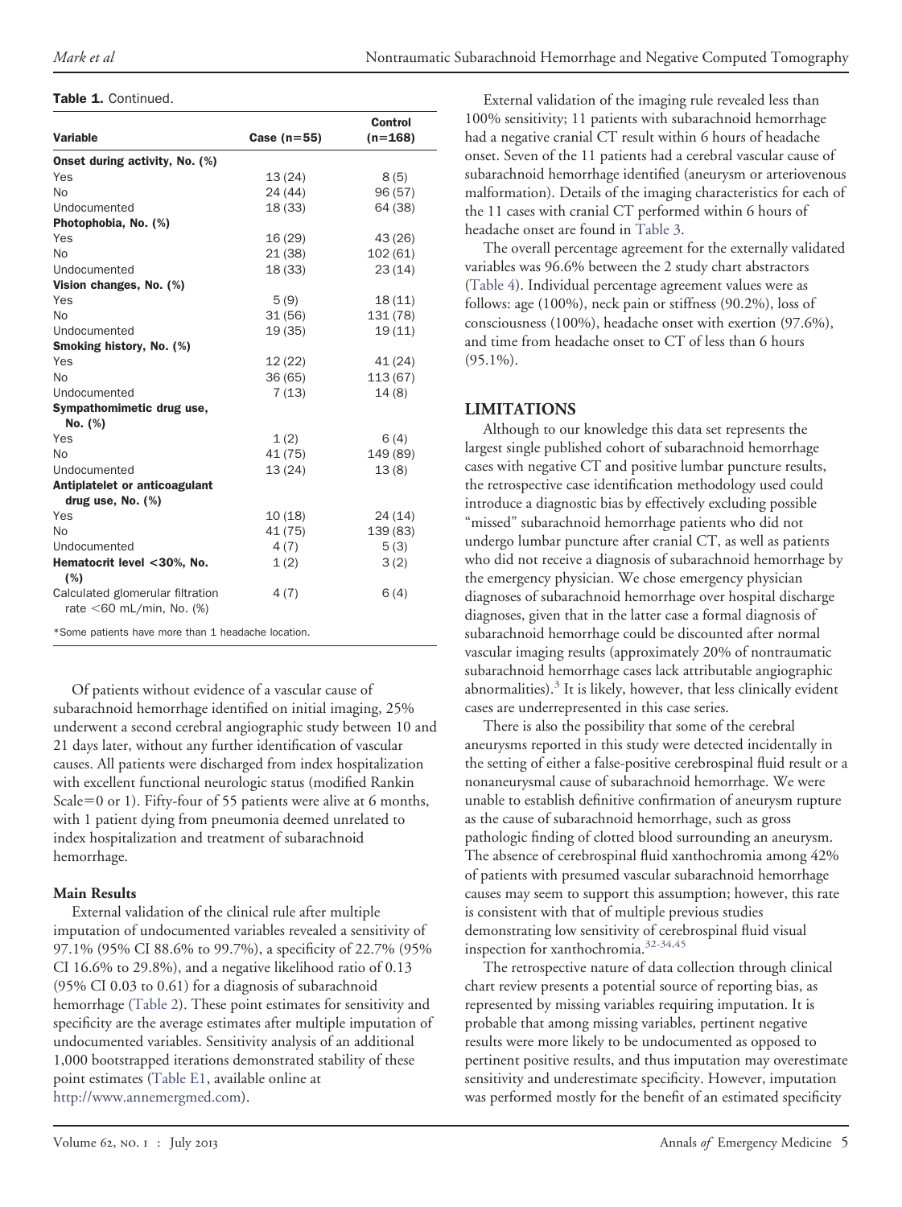**Table 1.** Continued.

| Variable | Case (n=55) | Control (n=168) |
|---|---|---|
| **Onset during activity, No. (%)** | | |
| Yes | 13 (24) | 8 (5) |
| No | 24 (44) | 96 (57) |
| Undocumented | 18 (33) | 64 (38) |
| **Photophobia, No. (%)** | | |
| Yes | 16 (29) | 43 (26) |
| No | 21 (38) | 102 (61) |
| Undocumented | 18 (33) | 23 (14) |
| **Vision changes, No. (%)** | | |
| Yes | 5 (9) | 18 (11) |
| No | 31 (56) | 131 (78) |
| Undocumented | 19 (35) | 19 (11) |
| **Smoking history, No. (%)** | | |
| Yes | 12 (22) | 41 (24) |
| No | 36 (65) | 113 (67) |
| Undocumented | 7 (13) | 14 (8) |
| **Sympathomimetic drug use, No. (%)** | | |
| Yes | 1 (2) | 6 (4) |
| No | 41 (75) | 149 (89) |
| Undocumented | 13 (24) | 13 (8) |
| **Antiplatelet or anticoagulant drug use, No. (%)** | | |
| Yes | 10 (18) | 24 (14) |
| No | 41 (75) | 139 (83) |
| Undocumented | 4 (7) | 5 (3) |
| **Hematocrit level <30%, No. (%)** | 1 (2) | 3 (2) |
| Calculated glomerular filtration rate <60 mL/min, No. (%) | 4 (7) | 6 (4) |

*Some patients have more than 1 headache location.

Of patients without evidence of a vascular cause of subarachnoid hemorrhage identified on initial imaging, 25% underwent a second cerebral angiographic study between 10 and 21 days later, without any further identification of vascular causes. All patients were discharged from index hospitalization with excellent functional neurologic status (modified Rankin Scale=0 or 1). Fifty-four of 55 patients were alive at 6 months, with 1 patient dying from pneumonia deemed unrelated to index hospitalization and treatment of subarachnoid hemorrhage.

### Main Results

External validation of the clinical rule after multiple imputation of undocumented variables revealed a sensitivity of 97.1% (95% CI 88.6% to 99.7%), a specificity of 22.7% (95% CI 16.6% to 29.8%), and a negative likelihood ratio of 0.13 (95% CI 0.03 to 0.61) for a diagnosis of subarachnoid hemorrhage (Table 2). These point estimates for sensitivity and specificity are the average estimates after multiple imputation of undocumented variables. Sensitivity analysis of an additional 1,000 bootstrapped iterations demonstrated stability of these point estimates (Table E1, available online at http://www.annemergmed.com).

External validation of the imaging rule revealed less than 100% sensitivity; 11 patients with subarachnoid hemorrhage had a negative cranial CT result within 6 hours of headache onset. Seven of the 11 patients had a cerebral vascular cause of subarachnoid hemorrhage identified (aneurysm or arteriovenous malformation). Details of the imaging characteristics for each of the 11 cases with cranial CT performed within 6 hours of headache onset are found in Table 3.

The overall percentage agreement for the externally validated variables was 96.6% between the 2 study chart abstractors (Table 4). Individual percentage agreement values were as follows: age (100%), neck pain or stiffness (90.2%), loss of consciousness (100%), headache onset with exertion (97.6%), and time from headache onset to CT of less than 6 hours (95.1%).

## LIMITATIONS

Although to our knowledge this data set represents the largest single published cohort of subarachnoid hemorrhage cases with negative CT and positive lumbar puncture results, the retrospective case identification methodology used could introduce a diagnostic bias by effectively excluding possible "missed" subarachnoid hemorrhage patients who did not undergo lumbar puncture after cranial CT, as well as patients who did not receive a diagnosis of subarachnoid hemorrhage by the emergency physician. We chose emergency physician diagnoses of subarachnoid hemorrhage over hospital discharge diagnoses, given that in the latter case a formal diagnosis of subarachnoid hemorrhage could be discounted after normal vascular imaging results (approximately 20% of nontraumatic subarachnoid hemorrhage cases lack attributable angiographic abnormalities).[3] It is likely, however, that less clinically evident cases are underrepresented in this case series.

There is also the possibility that some of the cerebral aneurysms reported in this study were detected incidentally in the setting of either a false-positive cerebrospinal fluid result or a nonaneurysmal cause of subarachnoid hemorrhage. We were unable to establish definitive confirmation of aneurysm rupture as the cause of subarachnoid hemorrhage, such as gross pathologic finding of clotted blood surrounding an aneurysm. The absence of cerebrospinal fluid xanthochromia among 42% of patients with presumed vascular subarachnoid hemorrhage causes may seem to support this assumption; however, this rate is consistent with that of multiple previous studies demonstrating low sensitivity of cerebrospinal fluid visual inspection for xanthochromia.[32-34,45]

The retrospective nature of data collection through clinical chart review presents a potential source of reporting bias, as represented by missing variables requiring imputation. It is probable that among missing variables, pertinent negative results were more likely to be undocumented as opposed to pertinent positive results, and thus imputation may overestimate sensitivity and underestimate specificity. However, imputation was performed mostly for the benefit of an estimated specificity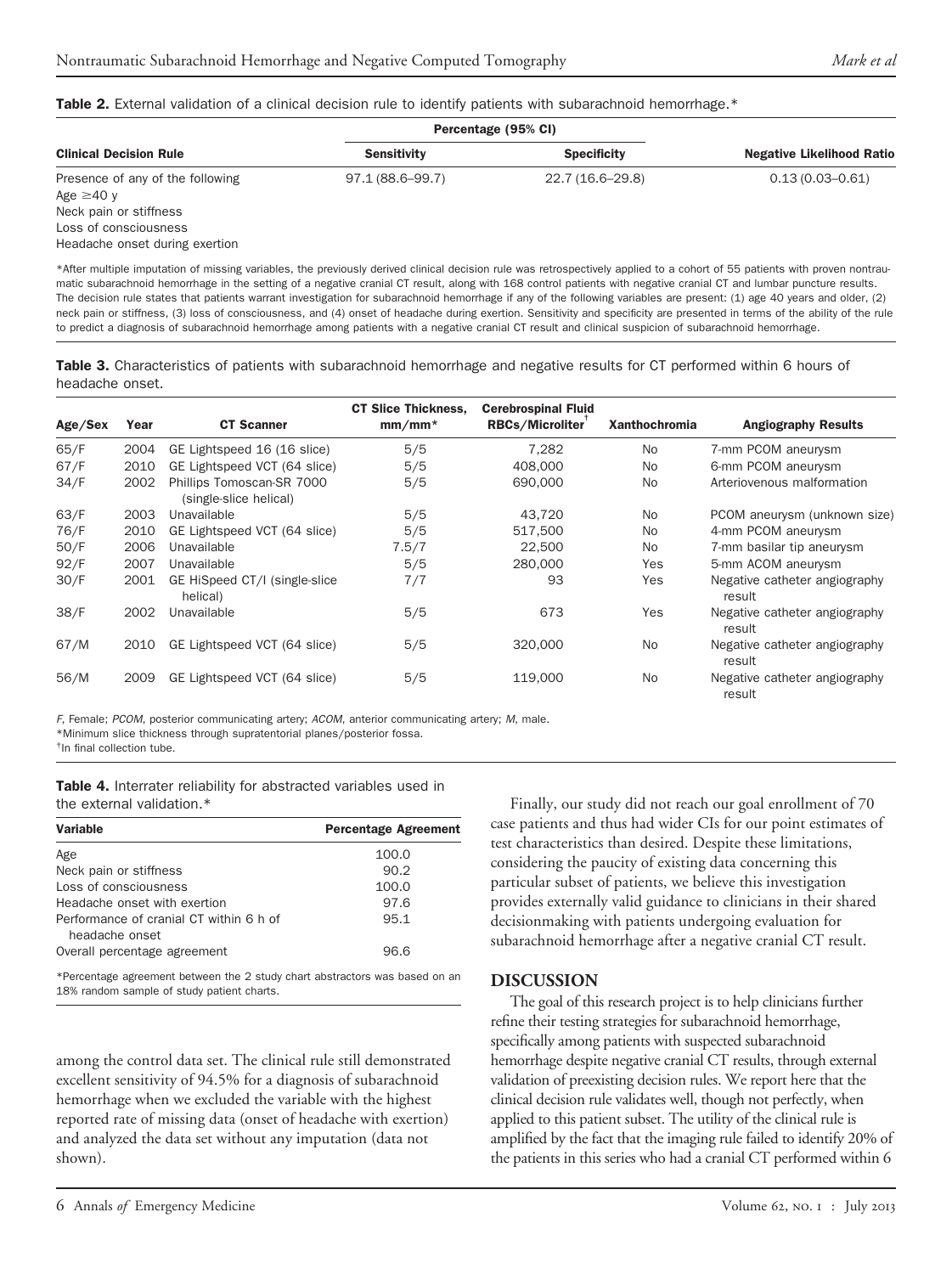**Table 2.** External validation of a clinical decision rule to identify patients with subarachnoid hemorrhage.*

| Clinical Decision Rule | Percentage (95% CI) | | Negative Likelihood Ratio |
|---|---|---|---|
| | Sensitivity | Specificity | |
| Presence of any of the following<br>Age ≥40 y<br>Neck pain or stiffness<br>Loss of consciousness<br>Headache onset during exertion | 97.1 (88.6–99.7) | 22.7 (16.6–29.8) | 0.13 (0.03–0.61) |

*After multiple imputation of missing variables, the previously derived clinical decision rule was retrospectively applied to a cohort of 55 patients with proven nontraumatic subarachnoid hemorrhage in the setting of a negative cranial CT result, along with 168 control patients with negative cranial CT and lumbar puncture results. The decision rule states that patients warrant investigation for subarachnoid hemorrhage if any of the following variables are present: (1) age 40 years and older, (2) neck pain or stiffness, (3) loss of consciousness, and (4) onset of headache during exertion. Sensitivity and specificity are presented in terms of the ability of the rule to predict a diagnosis of subarachnoid hemorrhage among patients with a negative cranial CT result and clinical suspicion of subarachnoid hemorrhage.

**Table 3.** Characteristics of patients with subarachnoid hemorrhage and negative results for CT performed within 6 hours of headache onset.

| Age/Sex | Year | CT Scanner | CT Slice Thickness, mm/mm* | Cerebrospinal Fluid RBCs/Microliter[†] | Xanthochromia | Angiography Results |
|---|---|---|---|---|---|---|
| 65/F | 2004 | GE Lightspeed 16 (16 slice) | 5/5 | 7,282 | No | 7-mm PCOM aneurysm |
| 67/F | 2010 | GE Lightspeed VCT (64 slice) | 5/5 | 408,000 | No | 6-mm PCOM aneurysm |
| 34/F | 2002 | Phillips Tomoscan-SR 7000 (single-slice helical) | 5/5 | 690,000 | No | Arteriovenous malformation |
| 63/F | 2003 | Unavailable | 5/5 | 43,720 | No | PCOM aneurysm (unknown size) |
| 76/F | 2010 | GE Lightspeed VCT (64 slice) | 5/5 | 517,500 | No | 4-mm PCOM aneurysm |
| 50/F | 2006 | Unavailable | 7.5/7 | 22,500 | No | 7-mm basilar tip aneurysm |
| 92/F | 2007 | Unavailable | 5/5 | 280,000 | Yes | 5-mm ACOM aneurysm |
| 30/F | 2001 | GE HiSpeed CT/I (single-slice helical) | 7/7 | 93 | Yes | Negative catheter angiography result |
| 38/F | 2002 | Unavailable | 5/5 | 673 | Yes | Negative catheter angiography result |
| 67/M | 2010 | GE Lightspeed VCT (64 slice) | 5/5 | 320,000 | No | Negative catheter angiography result |
| 56/M | 2009 | GE Lightspeed VCT (64 slice) | 5/5 | 119,000 | No | Negative catheter angiography result |

*F*, Female; *PCOM*, posterior communicating artery; *ACOM*, anterior communicating artery; *M*, male.
*Minimum slice thickness through supratentorial planes/posterior fossa.
[†]In final collection tube.

**Table 4.** Interrater reliability for abstracted variables used in the external validation.*

| Variable | Percentage Agreement |
|---|---|
| Age | 100.0 |
| Neck pain or stiffness | 90.2 |
| Loss of consciousness | 100.0 |
| Headache onset with exertion | 97.6 |
| Performance of cranial CT within 6 h of headache onset | 95.1 |
| Overall percentage agreement | 96.6 |

*Percentage agreement between the 2 study chart abstractors was based on an 18% random sample of study patient charts.

among the control data set. The clinical rule still demonstrated excellent sensitivity of 94.5% for a diagnosis of subarachnoid hemorrhage when we excluded the variable with the highest reported rate of missing data (onset of headache with exertion) and analyzed the data set without any imputation (data not shown).

Finally, our study did not reach our goal enrollment of 70 case patients and thus had wider CIs for our point estimates of test characteristics than desired. Despite these limitations, considering the paucity of existing data concerning this particular subset of patients, we believe this investigation provides externally valid guidance to clinicians in their shared decisionmaking with patients undergoing evaluation for subarachnoid hemorrhage after a negative cranial CT result.

## DISCUSSION

The goal of this research project is to help clinicians further refine their testing strategies for subarachnoid hemorrhage, specifically among patients with suspected subarachnoid hemorrhage despite negative cranial CT results, through external validation of preexisting decision rules. We report here that the clinical decision rule validates well, though not perfectly, when applied to this patient subset. The utility of the clinical rule is amplified by the fact that the imaging rule failed to identify 20% of the patients in this series who had a cranial CT performed within 6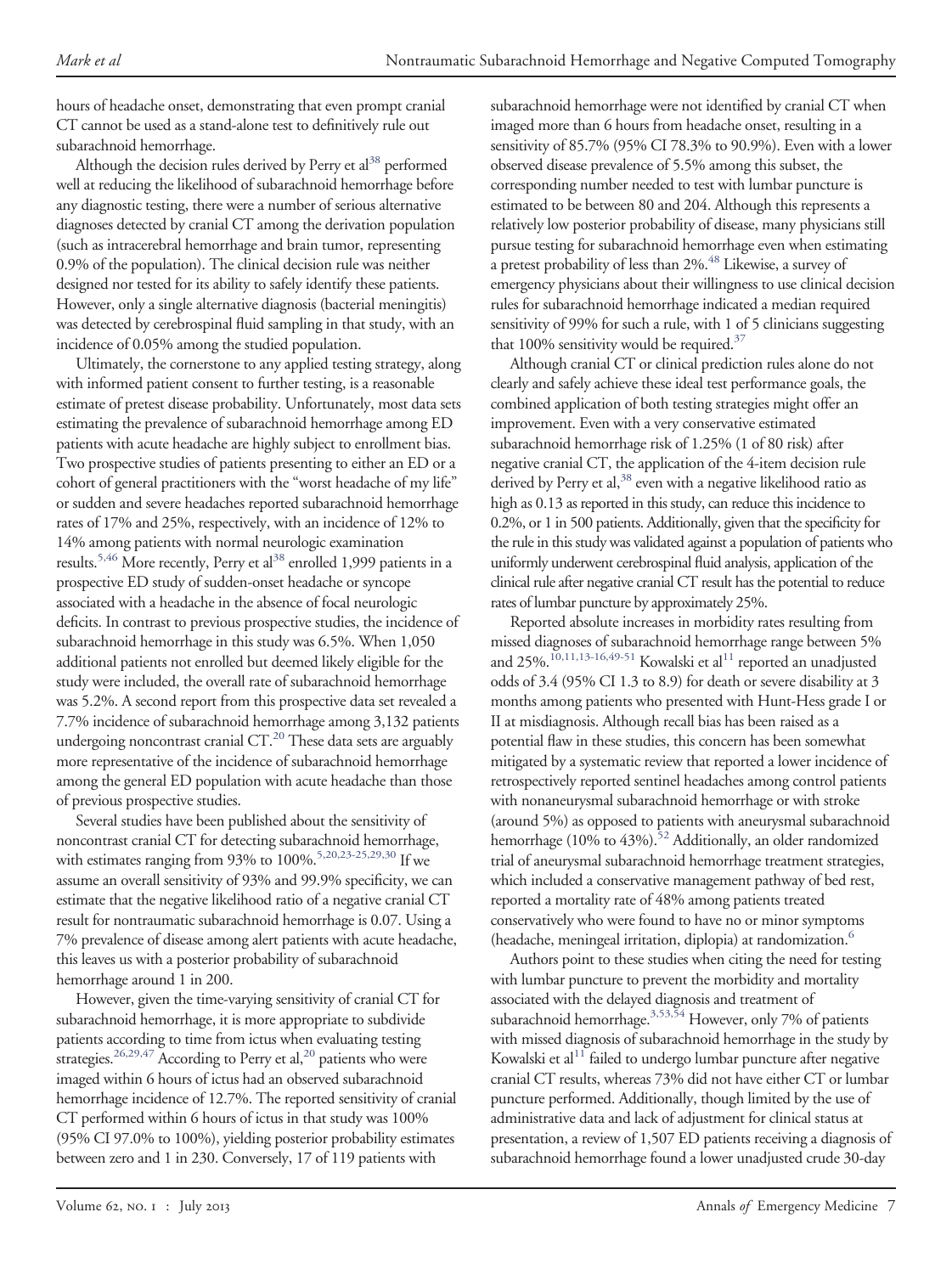hours of headache onset, demonstrating that even prompt cranial CT cannot be used as a stand-alone test to definitively rule out subarachnoid hemorrhage.

Although the decision rules derived by Perry et al[38] performed well at reducing the likelihood of subarachnoid hemorrhage before any diagnostic testing, there were a number of serious alternative diagnoses detected by cranial CT among the derivation population (such as intracerebral hemorrhage and brain tumor, representing 0.9% of the population). The clinical decision rule was neither designed nor tested for its ability to safely identify these patients. However, only a single alternative diagnosis (bacterial meningitis) was detected by cerebrospinal fluid sampling in that study, with an incidence of 0.05% among the studied population.

Ultimately, the cornerstone to any applied testing strategy, along with informed patient consent to further testing, is a reasonable estimate of pretest disease probability. Unfortunately, most data sets estimating the prevalence of subarachnoid hemorrhage among ED patients with acute headache are highly subject to enrollment bias. Two prospective studies of patients presenting to either an ED or a cohort of general practitioners with the "worst headache of my life" or sudden and severe headaches reported subarachnoid hemorrhage rates of 17% and 25%, respectively, with an incidence of 12% to 14% among patients with normal neurologic examination results.[5,46] More recently, Perry et al[38] enrolled 1,999 patients in a prospective ED study of sudden-onset headache or syncope associated with a headache in the absence of focal neurologic deficits. In contrast to previous prospective studies, the incidence of subarachnoid hemorrhage in this study was 6.5%. When 1,050 additional patients not enrolled but deemed likely eligible for the study were included, the overall rate of subarachnoid hemorrhage was 5.2%. A second report from this prospective data set revealed a 7.7% incidence of subarachnoid hemorrhage among 3,132 patients undergoing noncontrast cranial CT.[20] These data sets are arguably more representative of the incidence of subarachnoid hemorrhage among the general ED population with acute headache than those of previous prospective studies.

Several studies have been published about the sensitivity of noncontrast cranial CT for detecting subarachnoid hemorrhage, with estimates ranging from 93% to 100%.[5,20,23-25,29,30] If we assume an overall sensitivity of 93% and 99.9% specificity, we can estimate that the negative likelihood ratio of a negative cranial CT result for nontraumatic subarachnoid hemorrhage is 0.07. Using a 7% prevalence of disease among alert patients with acute headache, this leaves us with a posterior probability of subarachnoid hemorrhage around 1 in 200.

However, given the time-varying sensitivity of cranial CT for subarachnoid hemorrhage, it is more appropriate to subdivide patients according to time from ictus when evaluating testing strategies.[26,29,47] According to Perry et al,[20] patients who were imaged within 6 hours of ictus had an observed subarachnoid hemorrhage incidence of 12.7%. The reported sensitivity of cranial CT performed within 6 hours of ictus in that study was 100% (95% CI 97.0% to 100%), yielding posterior probability estimates between zero and 1 in 230. Conversely, 17 of 119 patients with subarachnoid hemorrhage were not identified by cranial CT when imaged more than 6 hours from headache onset, resulting in a sensitivity of 85.7% (95% CI 78.3% to 90.9%). Even with a lower observed disease prevalence of 5.5% among this subset, the corresponding number needed to test with lumbar puncture is estimated to be between 80 and 204. Although this represents a relatively low posterior probability of disease, many physicians still pursue testing for subarachnoid hemorrhage even when estimating a pretest probability of less than 2%.[48] Likewise, a survey of emergency physicians about their willingness to use clinical decision rules for subarachnoid hemorrhage indicated a median required sensitivity of 99% for such a rule, with 1 of 5 clinicians suggesting that 100% sensitivity would be required.[37]

Although cranial CT or clinical prediction rules alone do not clearly and safely achieve these ideal test performance goals, the combined application of both testing strategies might offer an improvement. Even with a very conservative estimated subarachnoid hemorrhage risk of 1.25% (1 of 80 risk) after negative cranial CT, the application of the 4-item decision rule derived by Perry et al,[38] even with a negative likelihood ratio as high as 0.13 as reported in this study, can reduce this incidence to 0.2%, or 1 in 500 patients. Additionally, given that the specificity for the rule in this study was validated against a population of patients who uniformly underwent cerebrospinal fluid analysis, application of the clinical rule after negative cranial CT result has the potential to reduce rates of lumbar puncture by approximately 25%.

Reported absolute increases in morbidity rates resulting from missed diagnoses of subarachnoid hemorrhage range between 5% and 25%.[10,11,13-16,49-51] Kowalski et al[11] reported an unadjusted odds of 3.4 (95% CI 1.3 to 8.9) for death or severe disability at 3 months among patients who presented with Hunt-Hess grade I or II at misdiagnosis. Although recall bias has been raised as a potential flaw in these studies, this concern has been somewhat mitigated by a systematic review that reported a lower incidence of retrospectively reported sentinel headaches among control patients with nonaneurysmal subarachnoid hemorrhage or with stroke (around 5%) as opposed to patients with aneurysmal subarachnoid hemorrhage (10% to 43%).[52] Additionally, an older randomized trial of aneurysmal subarachnoid hemorrhage treatment strategies, which included a conservative management pathway of bed rest, reported a mortality rate of 48% among patients treated conservatively who were found to have no or minor symptoms (headache, meningeal irritation, diplopia) at randomization.[6]

Authors point to these studies when citing the need for testing with lumbar puncture to prevent the morbidity and mortality associated with the delayed diagnosis and treatment of subarachnoid hemorrhage.[3,53,54] However, only 7% of patients with missed diagnosis of subarachnoid hemorrhage in the study by Kowalski et al[11] failed to undergo lumbar puncture after negative cranial CT results, whereas 73% did not have either CT or lumbar puncture performed. Additionally, though limited by the use of administrative data and lack of adjustment for clinical status at presentation, a review of 1,507 ED patients receiving a diagnosis of subarachnoid hemorrhage found a lower unadjusted crude 30-day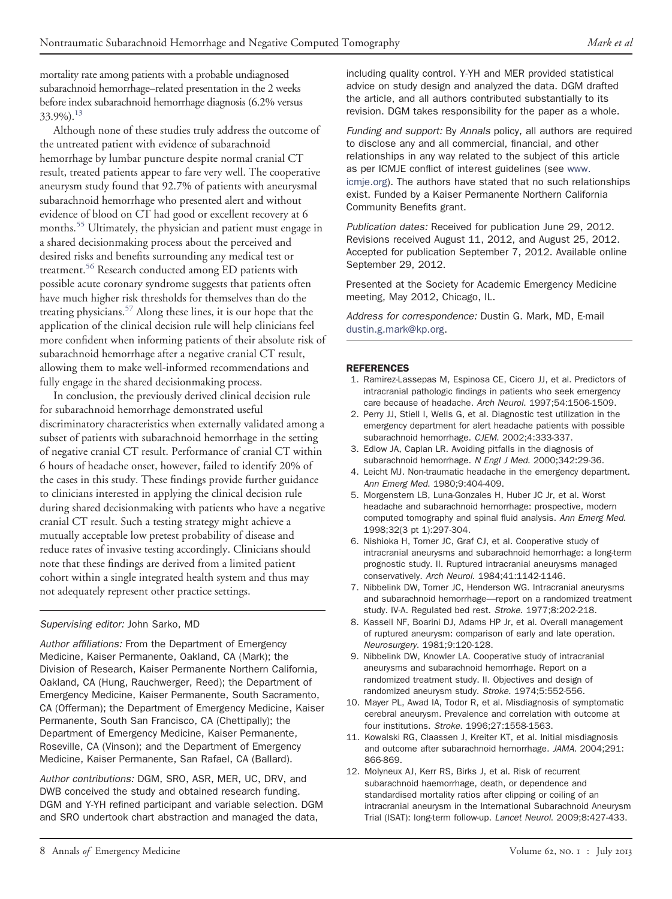mortality rate among patients with a probable undiagnosed subarachnoid hemorrhage–related presentation in the 2 weeks before index subarachnoid hemorrhage diagnosis (6.2% versus 33.9%).[13]

Although none of these studies truly address the outcome of the untreated patient with evidence of subarachnoid hemorrhage by lumbar puncture despite normal cranial CT result, treated patients appear to fare very well. The cooperative aneurysm study found that 92.7% of patients with aneurysmal subarachnoid hemorrhage who presented alert and without evidence of blood on CT had good or excellent recovery at 6 months.[55] Ultimately, the physician and patient must engage in a shared decisionmaking process about the perceived and desired risks and benefits surrounding any medical test or treatment.[56] Research conducted among ED patients with possible acute coronary syndrome suggests that patients often have much higher risk thresholds for themselves than do the treating physicians.[57] Along these lines, it is our hope that the application of the clinical decision rule will help clinicians feel more confident when informing patients of their absolute risk of subarachnoid hemorrhage after a negative cranial CT result, allowing them to make well-informed recommendations and fully engage in the shared decisionmaking process.

In conclusion, the previously derived clinical decision rule for subarachnoid hemorrhage demonstrated useful discriminatory characteristics when externally validated among a subset of patients with subarachnoid hemorrhage in the setting of negative cranial CT result. Performance of cranial CT within 6 hours of headache onset, however, failed to identify 20% of the cases in this study. These findings provide further guidance to clinicians interested in applying the clinical decision rule during shared decisionmaking with patients who have a negative cranial CT result. Such a testing strategy might achieve a mutually acceptable low pretest probability of disease and reduce rates of invasive testing accordingly. Clinicians should note that these findings are derived from a limited patient cohort within a single integrated health system and thus may not adequately represent other practice settings.

*Supervising editor:* John Sarko, MD

*Author affiliations:* From the Department of Emergency Medicine, Kaiser Permanente, Oakland, CA (Mark); the Division of Research, Kaiser Permanente Northern California, Oakland, CA (Hung, Rauchwerger, Reed); the Department of Emergency Medicine, Kaiser Permanente, South Sacramento, CA (Offerman); the Department of Emergency Medicine, Kaiser Permanente, South San Francisco, CA (Chettipally); the Department of Emergency Medicine, Kaiser Permanente, Roseville, CA (Vinson); and the Department of Emergency Medicine, Kaiser Permanente, San Rafael, CA (Ballard).

*Author contributions:* DGM, SRO, ASR, MER, UC, DRV, and DWB conceived the study and obtained research funding. DGM and Y-YH refined participant and variable selection. DGM and SRO undertook chart abstraction and managed the data, including quality control. Y-YH and MER provided statistical advice on study design and analyzed the data. DGM drafted the article, and all authors contributed substantially to its revision. DGM takes responsibility for the paper as a whole.

*Funding and support:* By *Annals* policy, all authors are required to disclose any and all commercial, financial, and other relationships in any way related to the subject of this article as per ICMJE conflict of interest guidelines (see www.icmje.org). The authors have stated that no such relationships exist. Funded by a Kaiser Permanente Northern California Community Benefits grant.

*Publication dates:* Received for publication June 29, 2012. Revisions received August 11, 2012, and August 25, 2012. Accepted for publication September 7, 2012. Available online September 29, 2012.

Presented at the Society for Academic Emergency Medicine meeting, May 2012, Chicago, IL.

*Address for correspondence:* Dustin G. Mark, MD, E-mail dustin.g.mark@kp.org.

## REFERENCES

1. Ramirez-Lassepas M, Espinosa CE, Cicero JJ, et al. Predictors of intracranial pathologic findings in patients who seek emergency care because of headache. *Arch Neurol*. 1997;54:1506-1509.
2. Perry JJ, Stiell I, Wells G, et al. Diagnostic test utilization in the emergency department for alert headache patients with possible subarachnoid hemorrhage. *CJEM*. 2002;4:333-337.
3. Edlow JA, Caplan LR. Avoiding pitfalls in the diagnosis of subarachnoid hemorrhage. *N Engl J Med*. 2000;342:29-36.
4. Leicht MJ. Non-traumatic headache in the emergency department. *Ann Emerg Med*. 1980;9:404-409.
5. Morgenstern LB, Luna-Gonzales H, Huber JC Jr, et al. Worst headache and subarachnoid hemorrhage: prospective, modern computed tomography and spinal fluid analysis. *Ann Emerg Med*. 1998;32(3 pt 1):297-304.
6. Nishioka H, Torner JC, Graf CJ, et al. Cooperative study of intracranial aneurysms and subarachnoid hemorrhage: a long-term prognostic study. II. Ruptured intracranial aneurysms managed conservatively. *Arch Neurol*. 1984;41:1142-1146.
7. Nibbelink DW, Torner JC, Henderson WG. Intracranial aneurysms and subarachnoid hemorrhage—report on a randomized treatment study. IV-A. Regulated bed rest. *Stroke*. 1977;8:202-218.
8. Kassell NF, Boarini DJ, Adams HP Jr, et al. Overall management of ruptured aneurysm: comparison of early and late operation. *Neurosurgery*. 1981;9:120-128.
9. Nibbelink DW, Knowler LA. Cooperative study of intracranial aneurysms and subarachnoid hemorrhage. Report on a randomized treatment study. II. Objectives and design of randomized aneurysm study. *Stroke*. 1974;5:552-556.
10. Mayer PL, Awad IA, Todor R, et al. Misdiagnosis of symptomatic cerebral aneurysm. Prevalence and correlation with outcome at four institutions. *Stroke*. 1996;27:1558-1563.
11. Kowalski RG, Claassen J, Kreiter KT, et al. Initial misdiagnosis and outcome after subarachnoid hemorrhage. *JAMA*. 2004;291:866-869.
12. Molyneux AJ, Kerr RS, Birks J, et al. Risk of recurrent subarachnoid haemorrhage, death, or dependence and standardised mortality ratios after clipping or coiling of an intracranial aneurysm in the International Subarachnoid Aneurysm Trial (ISAT): long-term follow-up. *Lancet Neurol*. 2009;8:427-433.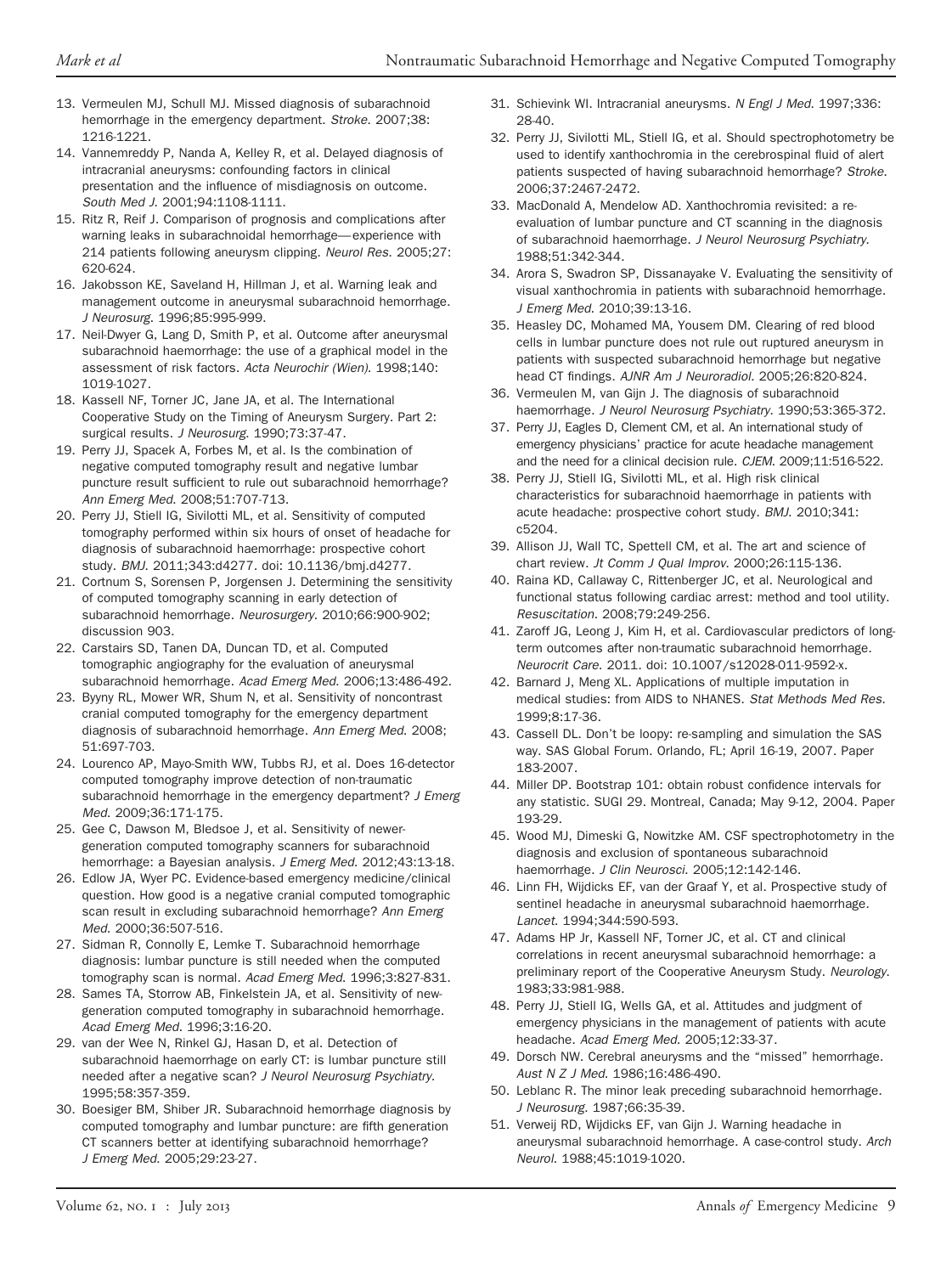13. Vermeulen MJ, Schull MJ. Missed diagnosis of subarachnoid hemorrhage in the emergency department. *Stroke*. 2007;38: 1216-1221.
14. Vannemreddy P, Nanda A, Kelley R, et al. Delayed diagnosis of intracranial aneurysms: confounding factors in clinical presentation and the influence of misdiagnosis on outcome. *South Med J*. 2001;94:1108-1111.
15. Ritz R, Reif J. Comparison of prognosis and complications after warning leaks in subarachnoidal hemorrhage—experience with 214 patients following aneurysm clipping. *Neurol Res*. 2005;27: 620-624.
16. Jakobsson KE, Saveland H, Hillman J, et al. Warning leak and management outcome in aneurysmal subarachnoid hemorrhage. *J Neurosurg*. 1996;85:995-999.
17. Neil-Dwyer G, Lang D, Smith P, et al. Outcome after aneurysmal subarachnoid haemorrhage: the use of a graphical model in the assessment of risk factors. *Acta Neurochir (Wien)*. 1998;140: 1019-1027.
18. Kassell NF, Torner JC, Jane JA, et al. The International Cooperative Study on the Timing of Aneurysm Surgery. Part 2: surgical results. *J Neurosurg*. 1990;73:37-47.
19. Perry JJ, Spacek A, Forbes M, et al. Is the combination of negative computed tomography result and negative lumbar puncture result sufficient to rule out subarachnoid hemorrhage? *Ann Emerg Med*. 2008;51:707-713.
20. Perry JJ, Stiell IG, Sivilotti ML, et al. Sensitivity of computed tomography performed within six hours of onset of headache for diagnosis of subarachnoid haemorrhage: prospective cohort study. *BMJ*. 2011;343:d4277. doi: 10.1136/bmj.d4277.
21. Cortnum S, Sorensen P, Jorgensen J. Determining the sensitivity of computed tomography scanning in early detection of subarachnoid hemorrhage. *Neurosurgery*. 2010;66:900-902; discussion 903.
22. Carstairs SD, Tanen DA, Duncan TD, et al. Computed tomographic angiography for the evaluation of aneurysmal subarachnoid hemorrhage. *Acad Emerg Med*. 2006;13:486-492.
23. Byyny RL, Mower WR, Shum N, et al. Sensitivity of noncontrast cranial computed tomography for the emergency department diagnosis of subarachnoid hemorrhage. *Ann Emerg Med*. 2008; 51:697-703.
24. Lourenco AP, Mayo-Smith WW, Tubbs RJ, et al. Does 16-detector computed tomography improve detection of non-traumatic subarachnoid hemorrhage in the emergency department? *J Emerg Med*. 2009;36:171-175.
25. Gee C, Dawson M, Bledsoe J, et al. Sensitivity of newer-generation computed tomography scanners for subarachnoid hemorrhage: a Bayesian analysis. *J Emerg Med*. 2012;43:13-18.
26. Edlow JA, Wyer PC. Evidence-based emergency medicine/clinical question. How good is a negative cranial computed tomographic scan result in excluding subarachnoid hemorrhage? *Ann Emerg Med*. 2000;36:507-516.
27. Sidman R, Connolly E, Lemke T. Subarachnoid hemorrhage diagnosis: lumbar puncture is still needed when the computed tomography scan is normal. *Acad Emerg Med*. 1996;3:827-831.
28. Sames TA, Storrow AB, Finkelstein JA, et al. Sensitivity of new-generation computed tomography in subarachnoid hemorrhage. *Acad Emerg Med*. 1996;3:16-20.
29. van der Wee N, Rinkel GJ, Hasan D, et al. Detection of subarachnoid haemorrhage on early CT: is lumbar puncture still needed after a negative scan? *J Neurol Neurosurg Psychiatry*. 1995;58:357-359.
30. Boesiger BM, Shiber JR. Subarachnoid hemorrhage diagnosis by computed tomography and lumbar puncture: are fifth generation CT scanners better at identifying subarachnoid hemorrhage? *J Emerg Med*. 2005;29:23-27.
31. Schievink WI. Intracranial aneurysms. *N Engl J Med*. 1997;336: 28-40.
32. Perry JJ, Sivilotti ML, Stiell IG, et al. Should spectrophotometry be used to identify xanthochromia in the cerebrospinal fluid of alert patients suspected of having subarachnoid hemorrhage? *Stroke*. 2006;37:2467-2472.
33. MacDonald A, Mendelow AD. Xanthochromia revisited: a re-evaluation of lumbar puncture and CT scanning in the diagnosis of subarachnoid haemorrhage. *J Neurol Neurosurg Psychiatry*. 1988;51:342-344.
34. Arora S, Swadron SP, Dissanayake V. Evaluating the sensitivity of visual xanthochromia in patients with subarachnoid hemorrhage. *J Emerg Med*. 2010;39:13-16.
35. Heasley DC, Mohamed MA, Yousem DM. Clearing of red blood cells in lumbar puncture does not rule out ruptured aneurysm in patients with suspected subarachnoid hemorrhage but negative head CT findings. *AJNR Am J Neuroradiol*. 2005;26:820-824.
36. Vermeulen M, van Gijn J. The diagnosis of subarachnoid haemorrhage. *J Neurol Neurosurg Psychiatry*. 1990;53:365-372.
37. Perry JJ, Eagles D, Clement CM, et al. An international study of emergency physicians' practice for acute headache management and the need for a clinical decision rule. *CJEM*. 2009;11:516-522.
38. Perry JJ, Stiell IG, Sivilotti ML, et al. High risk clinical characteristics for subarachnoid haemorrhage in patients with acute headache: prospective cohort study. *BMJ*. 2010;341: c5204.
39. Allison JJ, Wall TC, Spettell CM, et al. The art and science of chart review. *Jt Comm J Qual Improv*. 2000;26:115-136.
40. Raina KD, Callaway C, Rittenberger JC, et al. Neurological and functional status following cardiac arrest: method and tool utility. *Resuscitation*. 2008;79:249-256.
41. Zaroff JG, Leong J, Kim H, et al. Cardiovascular predictors of long-term outcomes after non-traumatic subarachnoid hemorrhage. *Neurocrit Care*. 2011. doi: 10.1007/s12028-011-9592-x.
42. Barnard J, Meng XL. Applications of multiple imputation in medical studies: from AIDS to NHANES. *Stat Methods Med Res*. 1999;8:17-36.
43. Cassell DL. Don't be loopy: re-sampling and simulation the SAS way. SAS Global Forum. Orlando, FL; April 16-19, 2007. Paper 183-2007.
44. Miller DP. Bootstrap 101: obtain robust confidence intervals for any statistic. SUGI 29. Montreal, Canada; May 9-12, 2004. Paper 193-29.
45. Wood MJ, Dimeski G, Nowitzke AM. CSF spectrophotometry in the diagnosis and exclusion of spontaneous subarachnoid haemorrhage. *J Clin Neurosci*. 2005;12:142-146.
46. Linn FH, Wijdicks EF, van der Graaf Y, et al. Prospective study of sentinel headache in aneurysmal subarachnoid haemorrhage. *Lancet*. 1994;344:590-593.
47. Adams HP Jr, Kassell NF, Torner JC, et al. CT and clinical correlations in recent aneurysmal subarachnoid hemorrhage: a preliminary report of the Cooperative Aneurysm Study. *Neurology*. 1983;33:981-988.
48. Perry JJ, Stiell IG, Wells GA, et al. Attitudes and judgment of emergency physicians in the management of patients with acute headache. *Acad Emerg Med*. 2005;12:33-37.
49. Dorsch NW. Cerebral aneurysms and the "missed" hemorrhage. *Aust N Z J Med*. 1986;16:486-490.
50. Leblanc R. The minor leak preceding subarachnoid hemorrhage. *J Neurosurg*. 1987;66:35-39.
51. Verweij RD, Wijdicks EF, van Gijn J. Warning headache in aneurysmal subarachnoid hemorrhage. A case-control study. *Arch Neurol*. 1988;45:1019-1020.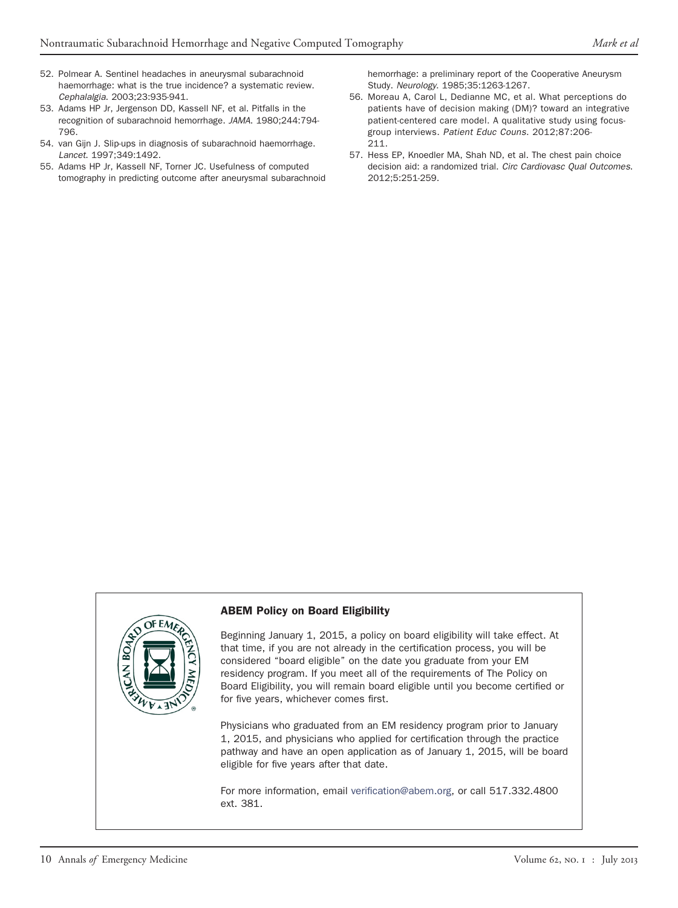52. Polmear A. Sentinel headaches in aneurysmal subarachnoid haemorrhage: what is the true incidence? a systematic review. *Cephalalgia*. 2003;23:935-941.
53. Adams HP Jr, Jergenson DD, Kassell NF, et al. Pitfalls in the recognition of subarachnoid hemorrhage. *JAMA*. 1980;244:794-796.
54. van Gijn J. Slip-ups in diagnosis of subarachnoid haemorrhage. *Lancet*. 1997;349:1492.
55. Adams HP Jr, Kassell NF, Torner JC. Usefulness of computed tomography in predicting outcome after aneurysmal subarachnoid hemorrhage: a preliminary report of the Cooperative Aneurysm Study. *Neurology*. 1985;35:1263-1267.
56. Moreau A, Carol L, Dedianne MC, et al. What perceptions do patients have of decision making (DM)? toward an integrative patient-centered care model. A qualitative study using focus-group interviews. *Patient Educ Couns*. 2012;87:206-211.
57. Hess EP, Knoedler MA, Shah ND, et al. The chest pain choice decision aid: a randomized trial. *Circ Cardiovasc Qual Outcomes*. 2012;5:251-259.

**ABEM Policy on Board Eligibility**

Beginning January 1, 2015, a policy on board eligibility will take effect. At that time, if you are not already in the certification process, you will be considered "board eligible" on the date you graduate from your EM residency program. If you meet all of the requirements of The Policy on Board Eligibility, you will remain board eligible until you become certified or for five years, whichever comes first.

Physicians who graduated from an EM residency program prior to January 1, 2015, and physicians who applied for certification through the practice pathway and have an open application as of January 1, 2015, will be board eligible for five years after that date.

For more information, email verification@abem.org, or call 517.332.4800 ext. 381.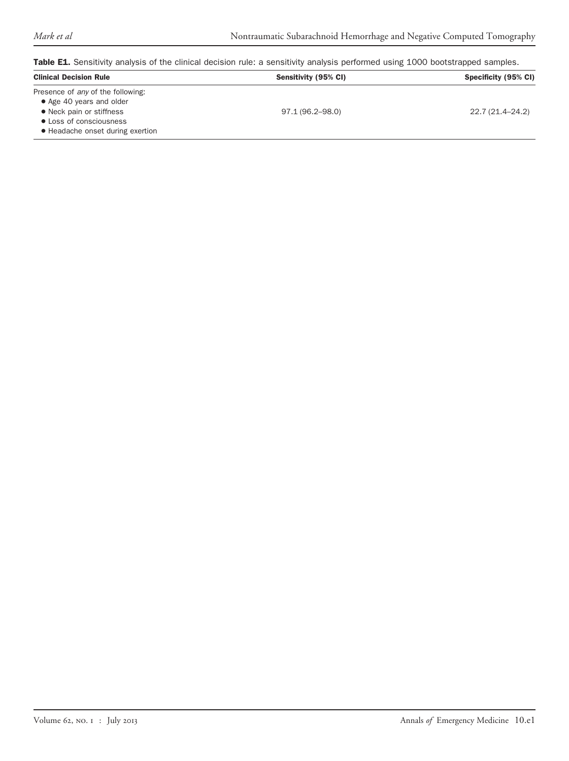**Table E1.** Sensitivity analysis of the clinical decision rule: a sensitivity analysis performed using 1000 bootstrapped samples.

| Clinical Decision Rule | Sensitivity (95% CI) | Specificity (95% CI) |
|---|---|---|
| Presence of *any* of the following:<br>• Age 40 years and older<br>• Neck pain or stiffness<br>• Loss of consciousness<br>• Headache onset during exertion | 97.1 (96.2–98.0) | 22.7 (21.4–24.2) |